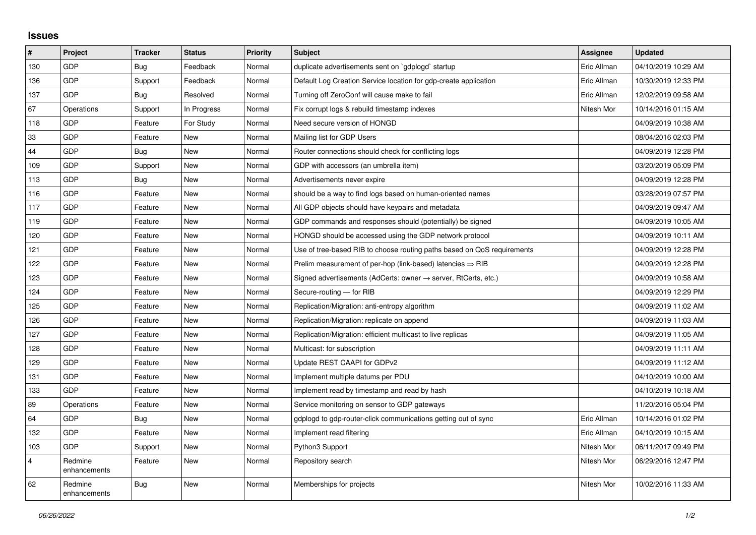## Issues

| # | Project | Tracker | Status | Priority | Subject | Assignee | Updated |
| --- | --- | --- | --- | --- | --- | --- | --- |
| 130 | GDP | Bug | Feedback | Normal | duplicate advertisements sent on `gdplogd` startup | Eric Allman | 04/10/2019 10:29 AM |
| 136 | GDP | Support | Feedback | Normal | Default Log Creation Service location for gdp-create application | Eric Allman | 10/30/2019 12:33 PM |
| 137 | GDP | Bug | Resolved | Normal | Turning off ZeroConf will cause make to fail | Eric Allman | 12/02/2019 09:58 AM |
| 67 | Operations | Support | In Progress | Normal | Fix corrupt logs & rebuild timestamp indexes | Nitesh Mor | 10/14/2016 01:15 AM |
| 118 | GDP | Feature | For Study | Normal | Need secure version of HONGD | | 04/09/2019 10:38 AM |
| 33 | GDP | Feature | New | Normal | Mailing list for GDP Users | | 08/04/2016 02:03 PM |
| 44 | GDP | Bug | New | Normal | Router connections should check for conflicting logs | | 04/09/2019 12:28 PM |
| 109 | GDP | Support | New | Normal | GDP with accessors (an umbrella item) | | 03/20/2019 05:09 PM |
| 113 | GDP | Bug | New | Normal | Advertisements never expire | | 04/09/2019 12:28 PM |
| 116 | GDP | Feature | New | Normal | should be a way to find logs based on human-oriented names | | 03/28/2019 07:57 PM |
| 117 | GDP | Feature | New | Normal | All GDP objects should have keypairs and metadata | | 04/09/2019 09:47 AM |
| 119 | GDP | Feature | New | Normal | GDP commands and responses should (potentially) be signed | | 04/09/2019 10:05 AM |
| 120 | GDP | Feature | New | Normal | HONGD should be accessed using the GDP network protocol | | 04/09/2019 10:11 AM |
| 121 | GDP | Feature | New | Normal | Use of tree-based RIB to choose routing paths based on QoS requirements | | 04/09/2019 12:28 PM |
| 122 | GDP | Feature | New | Normal | Prelim measurement of per-hop (link-based) latencies ⇒ RIB | | 04/09/2019 12:28 PM |
| 123 | GDP | Feature | New | Normal | Signed advertisements (AdCerts: owner → server, RtCerts, etc.) | | 04/09/2019 10:58 AM |
| 124 | GDP | Feature | New | Normal | Secure-routing — for RIB | | 04/09/2019 12:29 PM |
| 125 | GDP | Feature | New | Normal | Replication/Migration: anti-entropy algorithm | | 04/09/2019 11:02 AM |
| 126 | GDP | Feature | New | Normal | Replication/Migration: replicate on append | | 04/09/2019 11:03 AM |
| 127 | GDP | Feature | New | Normal | Replication/Migration: efficient multicast to live replicas | | 04/09/2019 11:05 AM |
| 128 | GDP | Feature | New | Normal | Multicast: for subscription | | 04/09/2019 11:11 AM |
| 129 | GDP | Feature | New | Normal | Update REST CAAPI for GDPv2 | | 04/09/2019 11:12 AM |
| 131 | GDP | Feature | New | Normal | Implement multiple datums per PDU | | 04/10/2019 10:00 AM |
| 133 | GDP | Feature | New | Normal | Implement read by timestamp and read by hash | | 04/10/2019 10:18 AM |
| 89 | Operations | Feature | New | Normal | Service monitoring on sensor to GDP gateways | | 11/20/2016 05:04 PM |
| 64 | GDP | Bug | New | Normal | gdplogd to gdp-router-click communications getting out of sync | Eric Allman | 10/14/2016 01:02 PM |
| 132 | GDP | Feature | New | Normal | Implement read filtering | Eric Allman | 04/10/2019 10:15 AM |
| 103 | GDP | Support | New | Normal | Python3 Support | Nitesh Mor | 06/11/2017 09:49 PM |
| 4 | Redmine enhancements | Feature | New | Normal | Repository search | Nitesh Mor | 06/29/2016 12:47 PM |
| 62 | Redmine enhancements | Bug | New | Normal | Memberships for projects | Nitesh Mor | 10/02/2016 11:33 AM |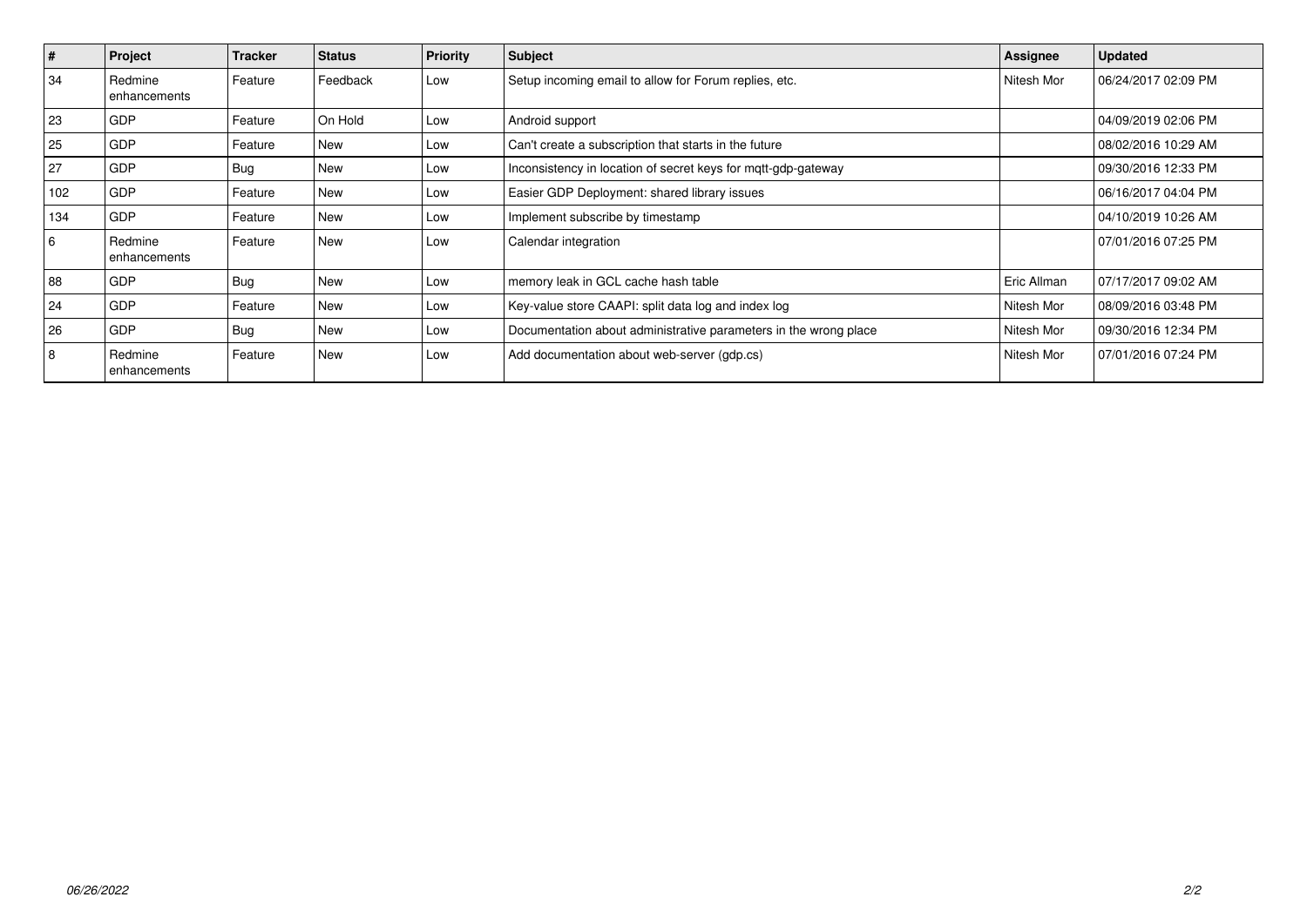| # | Project | Tracker | Status | Priority | Subject | Assignee | Updated |
|---|---|---|---|---|---|---|---|
| 34 | Redmine enhancements | Feature | Feedback | Low | Setup incoming email to allow for Forum replies, etc. | Nitesh Mor | 06/24/2017 02:09 PM |
| 23 | GDP | Feature | On Hold | Low | Android support | | 04/09/2019 02:06 PM |
| 25 | GDP | Feature | New | Low | Can't create a subscription that starts in the future | | 08/02/2016 10:29 AM |
| 27 | GDP | Bug | New | Low | Inconsistency in location of secret keys for mqtt-gdp-gateway | | 09/30/2016 12:33 PM |
| 102 | GDP | Feature | New | Low | Easier GDP Deployment: shared library issues | | 06/16/2017 04:04 PM |
| 134 | GDP | Feature | New | Low | Implement subscribe by timestamp | | 04/10/2019 10:26 AM |
| 6 | Redmine enhancements | Feature | New | Low | Calendar integration | | 07/01/2016 07:25 PM |
| 88 | GDP | Bug | New | Low | memory leak in GCL cache hash table | Eric Allman | 07/17/2017 09:02 AM |
| 24 | GDP | Feature | New | Low | Key-value store CAAPI: split data log and index log | Nitesh Mor | 08/09/2016 03:48 PM |
| 26 | GDP | Bug | New | Low | Documentation about administrative parameters in the wrong place | Nitesh Mor | 09/30/2016 12:34 PM |
| 8 | Redmine enhancements | Feature | New | Low | Add documentation about web-server (gdp.cs) | Nitesh Mor | 07/01/2016 07:24 PM |